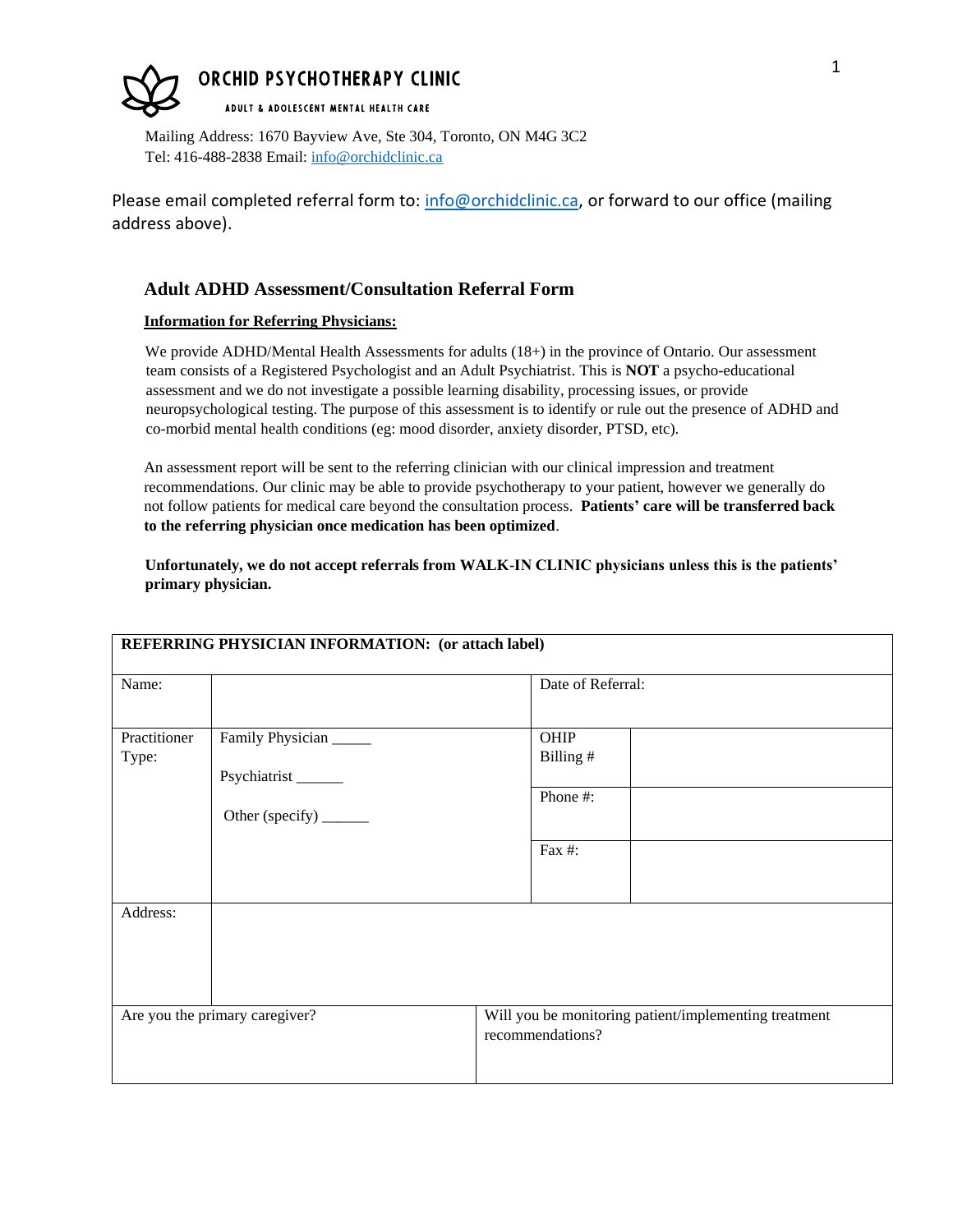**ORCHID PSYCHOTHERAPY CLINIC**

ADULT & ADOLESCENT MENTAL HEALTH CARE

Mailing Address: 1670 Bayview Ave, Ste 304, Toronto, ON M4G 3C2
Tel: 416-488-2838 Email: info@orchidclinic.ca

Please email completed referral form to: info@orchidclinic.ca, or forward to our office (mailing address above).

## Adult ADHD Assessment/Consultation Referral Form

**Information for Referring Physicians:**

We provide ADHD/Mental Health Assessments for adults (18+) in the province of Ontario. Our assessment team consists of a Registered Psychologist and an Adult Psychiatrist. This is **NOT** a psycho-educational assessment and we do not investigate a possible learning disability, processing issues, or provide neuropsychological testing. The purpose of this assessment is to identify or rule out the presence of ADHD and co-morbid mental health conditions (eg: mood disorder, anxiety disorder, PTSD, etc).

An assessment report will be sent to the referring clinician with our clinical impression and treatment recommendations. Our clinic may be able to provide psychotherapy to your patient, however we generally do not follow patients for medical care beyond the consultation process. **Patients' care will be transferred back to the referring physician once medication has been optimized**.

**Unfortunately, we do not accept referrals from WALK-IN CLINIC physicians unless this is the patients' primary physician.**

| **REFERRING PHYSICIAN INFORMATION: (or attach label)** | | | |
|---|---|---|---|
| Name: | | Date of Referral: | |
| Practitioner Type: | Family Physician _____<br>Psychiatrist ______<br>Other (specify) ______ | OHIP Billing # | |
| | | Phone #: | |
| | | Fax #: | |
| Address: | | | |
| Are you the primary caregiver? | | Will you be monitoring patient/implementing treatment recommendations? | |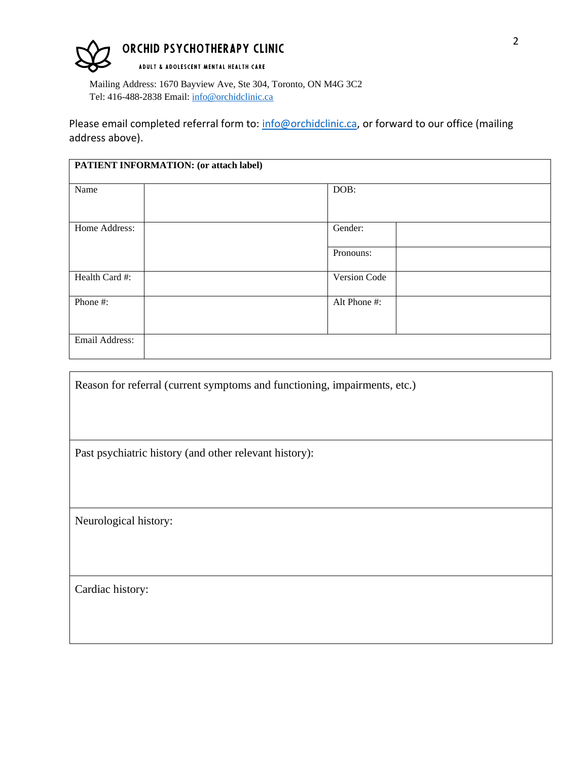**ORCHID PSYCHOTHERAPY CLINIC**

ADULT & ADOLESCENT MENTAL HEALTH CARE

Mailing Address: 1670 Bayview Ave, Ste 304, Toronto, ON M4G 3C2
Tel: 416-488-2838 Email: info@orchidclinic.ca

Please email completed referral form to: info@orchidclinic.ca, or forward to our office (mailing address above).

| PATIENT INFORMATION: (or attach label) | | | |
|---|---|---|---|
| Name | | DOB: | |
| Home Address: | | Gender: | |
| | | Pronouns: | |
| Health Card #: | | Version Code | |
| Phone #: | | Alt Phone #: | |
| Email Address: | | | |

| Reason for referral (current symptoms and functioning, impairments, etc.) |
|---|
| Past psychiatric history (and other relevant history): |
| Neurological history: |
| Cardiac history: |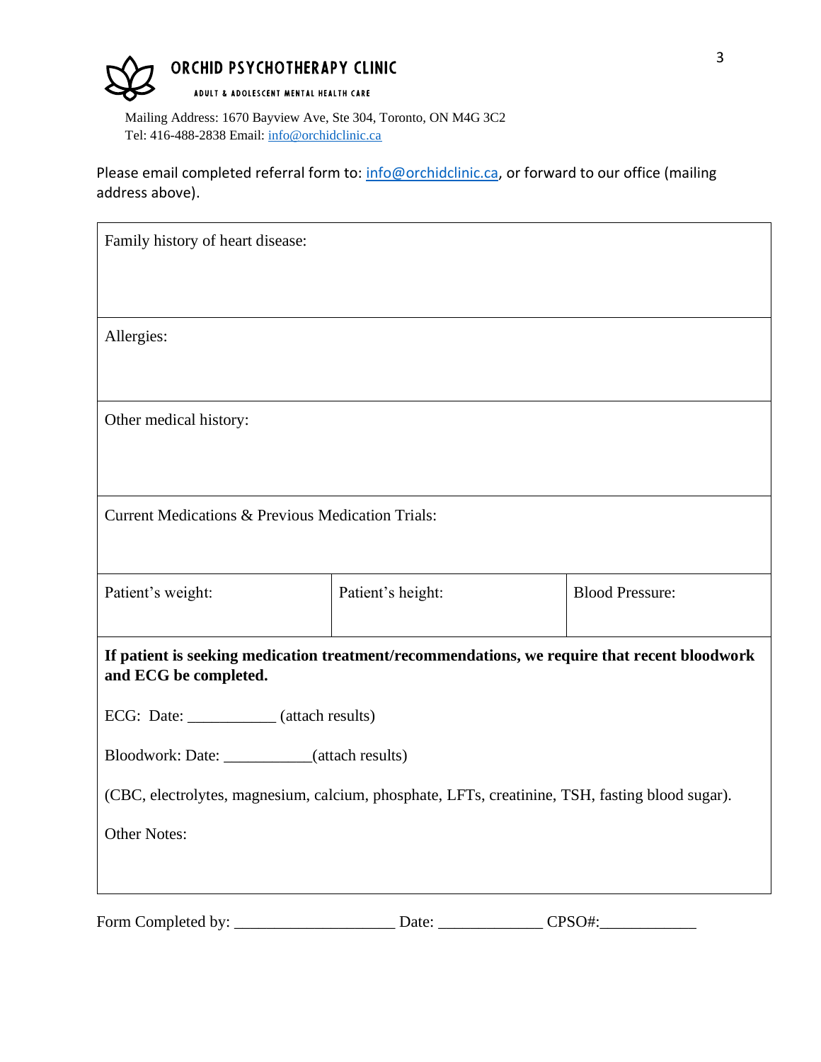# ORCHID PSYCHOTHERAPY CLINIC

ADULT & ADOLESCENT MENTAL HEALTH CARE

Mailing Address: 1670 Bayview Ave, Ste 304, Toronto, ON M4G 3C2
Tel: 416-488-2838 Email: info@orchidclinic.ca

Please email completed referral form to: info@orchidclinic.ca, or forward to our office (mailing address above).

| | | |
|---|---|---|
| Family history of heart disease: | | |
| Allergies: | | |
| Other medical history: | | |
| Current Medications & Previous Medication Trials: | | |
| Patient's weight: | Patient's height: | Blood Pressure: |

**If patient is seeking medication treatment/recommendations, we require that recent bloodwork and ECG be completed.**

ECG: Date: ___________ (attach results)

Bloodwork: Date: ___________(attach results)

(CBC, electrolytes, magnesium, calcium, phosphate, LFTs, creatinine, TSH, fasting blood sugar).

Other Notes:

Form Completed by: ____________________ Date: _____________ CPSO#:____________